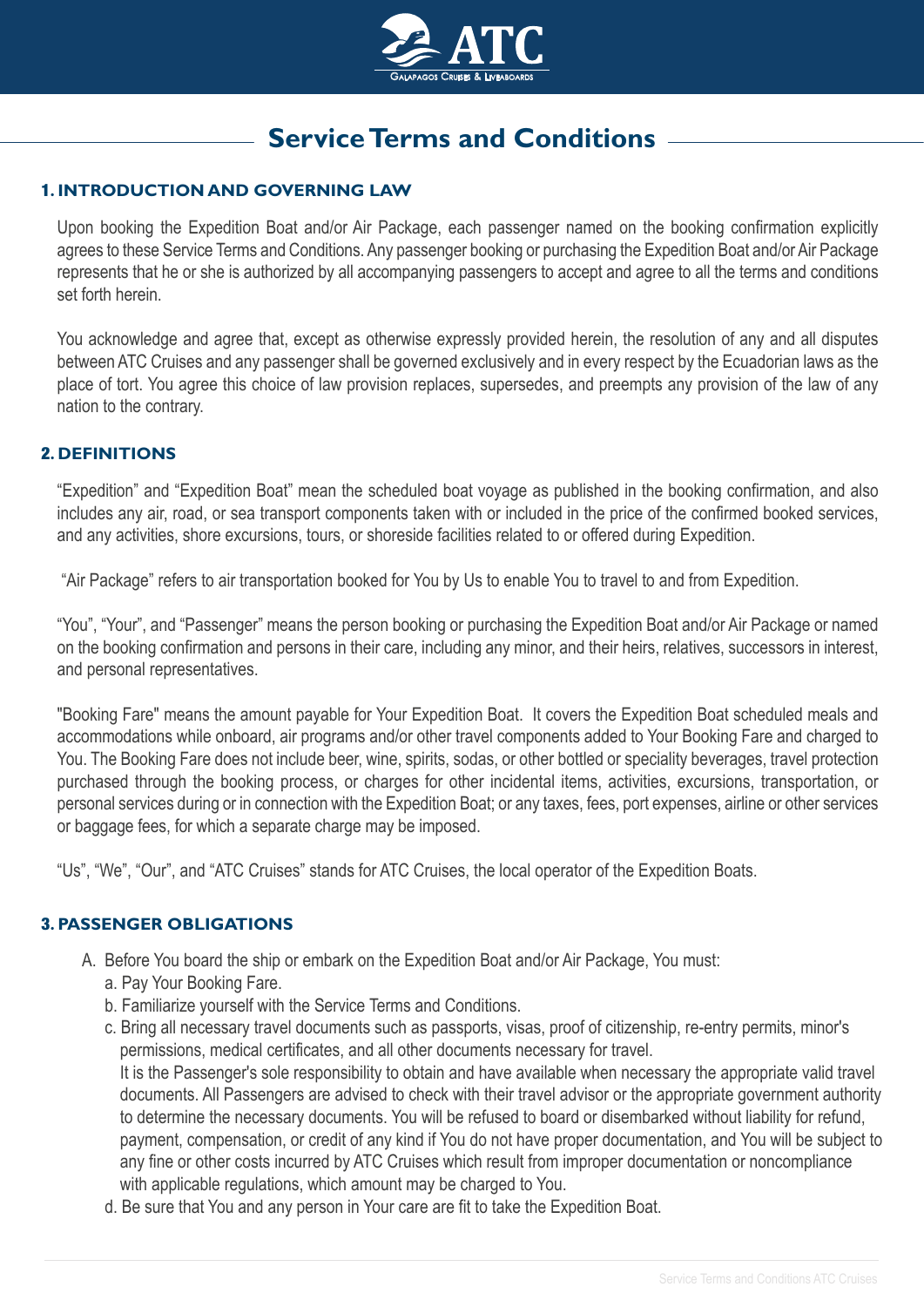# Service Terms and Conditions

## 1. INTRODUCTION AND GOVERNING LAW

Upon booking the Expedition Boat and/or Air Package, each passenger named on the booking confirmation explicitly agrees to these Service Terms and Conditions. Any passenger booking or purchasing the Expedition Boat and/or Air Package represents that he or she is authorized by all accompanying passengers to accept and agree to all the terms and conditions set forth herein.

You acknowledge and agree that, except as otherwise expressly provided herein, the resolution of any and all disputes between ATC Cruises and any passenger shall be governed exclusively and in every respect by the Ecuadorian laws as the place of tort. You agree this choice of law provision replaces, supersedes, and preempts any provision of the law of any nation to the contrary.

## 2. DEFINITIONS

"Expedition" and "Expedition Boat" mean the scheduled boat voyage as published in the booking confirmation, and also includes any air, road, or sea transport components taken with or included in the price of the confirmed booked services, and any activities, shore excursions, tours, or shoreside facilities related to or offered during Expedition.

"Air Package" refers to air transportation booked for You by Us to enable You to travel to and from Expedition.

"You", "Your", and "Passenger" means the person booking or purchasing the Expedition Boat and/or Air Package or named on the booking confirmation and persons in their care, including any minor, and their heirs, relatives, successors in interest, and personal representatives.

"Booking Fare" means the amount payable for Your Expedition Boat. It covers the Expedition Boat scheduled meals and accommodations while onboard, air programs and/or other travel components added to Your Booking Fare and charged to You. The Booking Fare does not include beer, wine, spirits, sodas, or other bottled or speciality beverages, travel protection purchased through the booking process, or charges for other incidental items, activities, excursions, transportation, or personal services during or in connection with the Expedition Boat; or any taxes, fees, port expenses, airline or other services or baggage fees, for which a separate charge may be imposed.

"Us", "We", "Our", and "ATC Cruises" stands for ATC Cruises, the local operator of the Expedition Boats.

## 3. PASSENGER OBLIGATIONS

A. Before You board the ship or embark on the Expedition Boat and/or Air Package, You must:
   - a. Pay Your Booking Fare.
   - b. Familiarize yourself with the Service Terms and Conditions.
   - c. Bring all necessary travel documents such as passports, visas, proof of citizenship, re-entry permits, minor's permissions, medical certificates, and all other documents necessary for travel.
     It is the Passenger's sole responsibility to obtain and have available when necessary the appropriate valid travel documents. All Passengers are advised to check with their travel advisor or the appropriate government authority to determine the necessary documents. You will be refused to board or disembarked without liability for refund, payment, compensation, or credit of any kind if You do not have proper documentation, and You will be subject to any fine or other costs incurred by ATC Cruises which result from improper documentation or noncompliance with applicable regulations, which amount may be charged to You.
   - d. Be sure that You and any person in Your care are fit to take the Expedition Boat.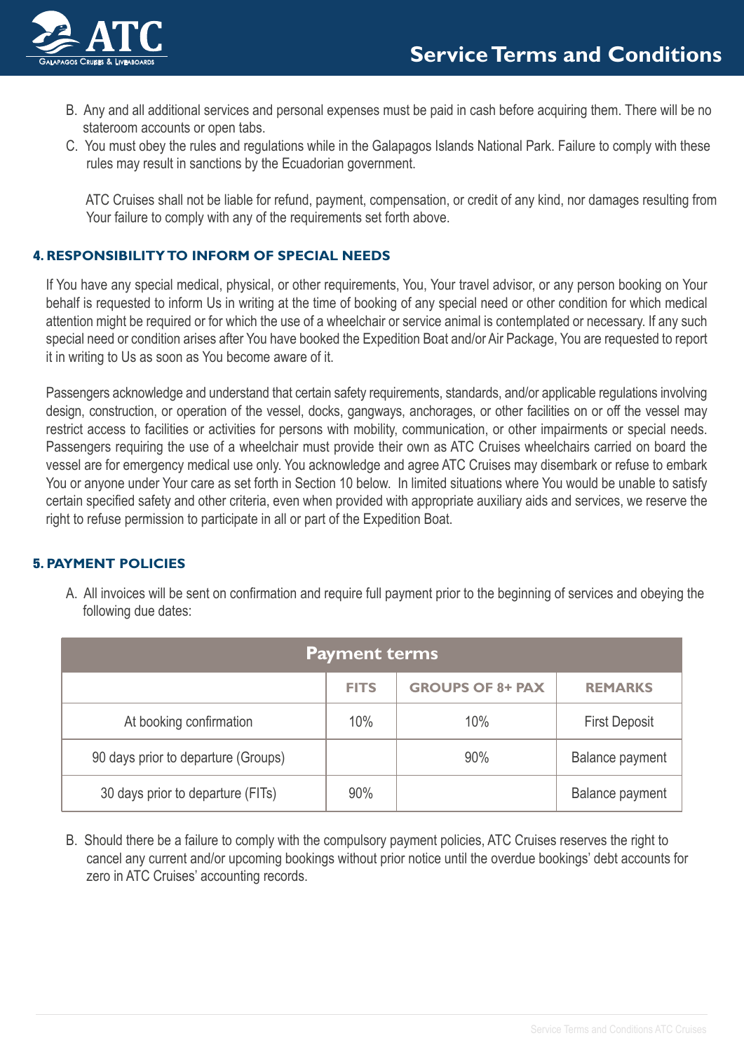B. Any and all additional services and personal expenses must be paid in cash before acquiring them. There will be no stateroom accounts or open tabs.

C. You must obey the rules and regulations while in the Galapagos Islands National Park. Failure to comply with these rules may result in sanctions by the Ecuadorian government.

ATC Cruises shall not be liable for refund, payment, compensation, or credit of any kind, nor damages resulting from Your failure to comply with any of the requirements set forth above.

## 4. RESPONSIBILITY TO INFORM OF SPECIAL NEEDS

If You have any special medical, physical, or other requirements, You, Your travel advisor, or any person booking on Your behalf is requested to inform Us in writing at the time of booking of any special need or other condition for which medical attention might be required or for which the use of a wheelchair or service animal is contemplated or necessary. If any such special need or condition arises after You have booked the Expedition Boat and/or Air Package, You are requested to report it in writing to Us as soon as You become aware of it.

Passengers acknowledge and understand that certain safety requirements, standards, and/or applicable regulations involving design, construction, or operation of the vessel, docks, gangways, anchorages, or other facilities on or off the vessel may restrict access to facilities or activities for persons with mobility, communication, or other impairments or special needs. Passengers requiring the use of a wheelchair must provide their own as ATC Cruises wheelchairs carried on board the vessel are for emergency medical use only. You acknowledge and agree ATC Cruises may disembark or refuse to embark You or anyone under Your care as set forth in Section 10 below. In limited situations where You would be unable to satisfy certain specified safety and other criteria, even when provided with appropriate auxiliary aids and services, we reserve the right to refuse permission to participate in all or part of the Expedition Boat.

## 5. PAYMENT POLICIES

A. All invoices will be sent on confirmation and require full payment prior to the beginning of services and obeying the following due dates:

| Payment terms | | | |
|---|---|---|---|
| | **FITS** | **GROUPS OF 8+ PAX** | **REMARKS** |
| At booking confirmation | 10% | 10% | First Deposit |
| 90 days prior to departure (Groups) | | 90% | Balance payment |
| 30 days prior to departure (FITs) | 90% | | Balance payment |

B. Should there be a failure to comply with the compulsory payment policies, ATC Cruises reserves the right to cancel any current and/or upcoming bookings without prior notice until the overdue bookings' debt accounts for zero in ATC Cruises' accounting records.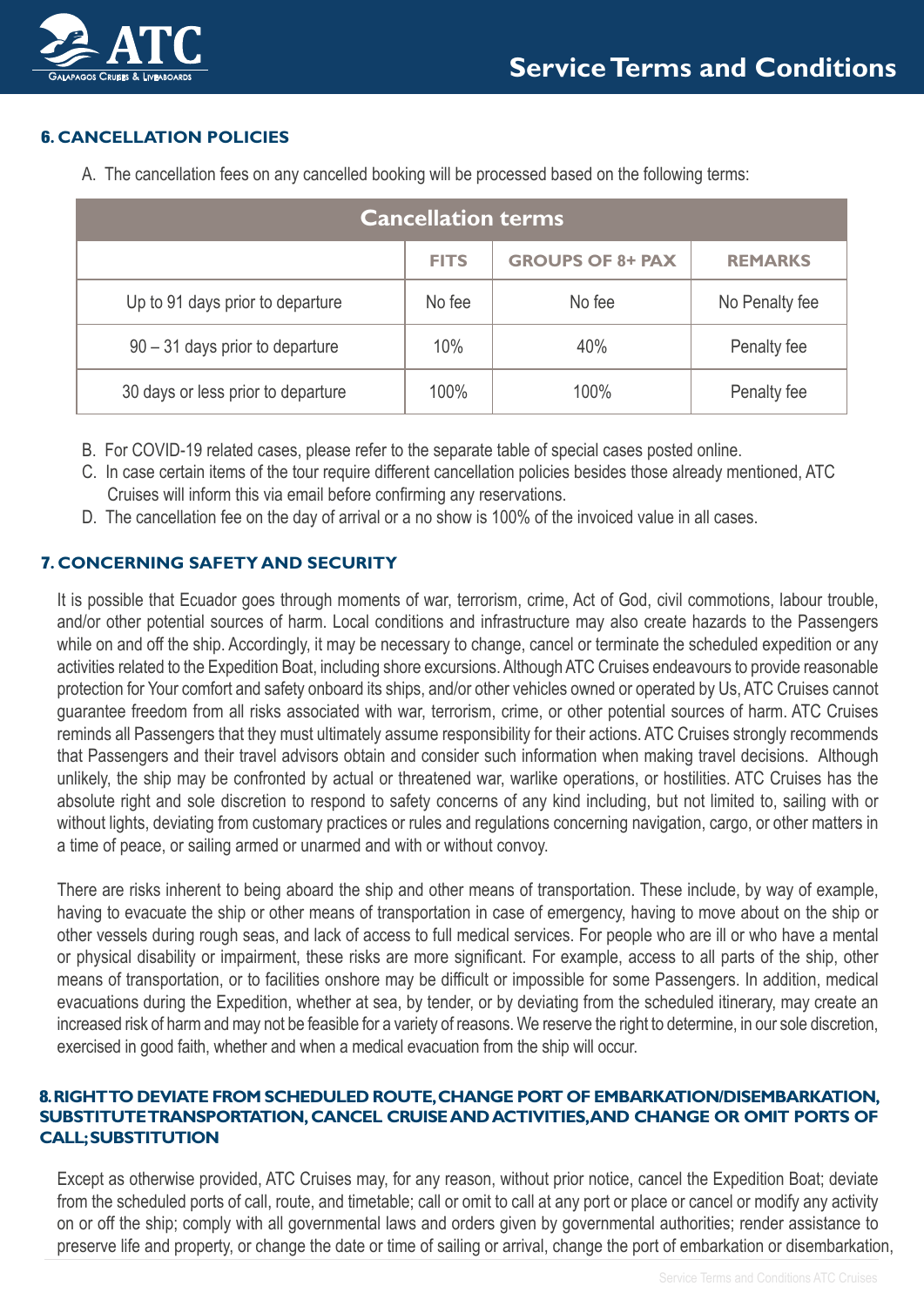## 6. CANCELLATION POLICIES

A. The cancellation fees on any cancelled booking will be processed based on the following terms:

| Cancellation terms | | | |
|---|---|---|---|
| | FITS | GROUPS OF 8+ PAX | REMARKS |
| Up to 91 days prior to departure | No fee | No fee | No Penalty fee |
| 90 – 31 days prior to departure | 10% | 40% | Penalty fee |
| 30 days or less prior to departure | 100% | 100% | Penalty fee |

B. For COVID-19 related cases, please refer to the separate table of special cases posted online.

C. In case certain items of the tour require different cancellation policies besides those already mentioned, ATC Cruises will inform this via email before confirming any reservations.

D. The cancellation fee on the day of arrival or a no show is 100% of the invoiced value in all cases.

## 7. CONCERNING SAFETY AND SECURITY

It is possible that Ecuador goes through moments of war, terrorism, crime, Act of God, civil commotions, labour trouble, and/or other potential sources of harm. Local conditions and infrastructure may also create hazards to the Passengers while on and off the ship. Accordingly, it may be necessary to change, cancel or terminate the scheduled expedition or any activities related to the Expedition Boat, including shore excursions. Although ATC Cruises endeavours to provide reasonable protection for Your comfort and safety onboard its ships, and/or other vehicles owned or operated by Us, ATC Cruises cannot guarantee freedom from all risks associated with war, terrorism, crime, or other potential sources of harm. ATC Cruises reminds all Passengers that they must ultimately assume responsibility for their actions. ATC Cruises strongly recommends that Passengers and their travel advisors obtain and consider such information when making travel decisions. Although unlikely, the ship may be confronted by actual or threatened war, warlike operations, or hostilities. ATC Cruises has the absolute right and sole discretion to respond to safety concerns of any kind including, but not limited to, sailing with or without lights, deviating from customary practices or rules and regulations concerning navigation, cargo, or other matters in a time of peace, or sailing armed or unarmed and with or without convoy.

There are risks inherent to being aboard the ship and other means of transportation. These include, by way of example, having to evacuate the ship or other means of transportation in case of emergency, having to move about on the ship or other vessels during rough seas, and lack of access to full medical services. For people who are ill or who have a mental or physical disability or impairment, these risks are more significant. For example, access to all parts of the ship, other means of transportation, or to facilities onshore may be difficult or impossible for some Passengers. In addition, medical evacuations during the Expedition, whether at sea, by tender, or by deviating from the scheduled itinerary, may create an increased risk of harm and may not be feasible for a variety of reasons. We reserve the right to determine, in our sole discretion, exercised in good faith, whether and when a medical evacuation from the ship will occur.

## 8. RIGHT TO DEVIATE FROM SCHEDULED ROUTE, CHANGE PORT OF EMBARKATION/DISEMBARKATION, SUBSTITUTE TRANSPORTATION, CANCEL CRUISE AND ACTIVITIES, AND CHANGE OR OMIT PORTS OF CALL; SUBSTITUTION

Except as otherwise provided, ATC Cruises may, for any reason, without prior notice, cancel the Expedition Boat; deviate from the scheduled ports of call, route, and timetable; call or omit to call at any port or place or cancel or modify any activity on or off the ship; comply with all governmental laws and orders given by governmental authorities; render assistance to preserve life and property, or change the date or time of sailing or arrival, change the port of embarkation or disembarkation,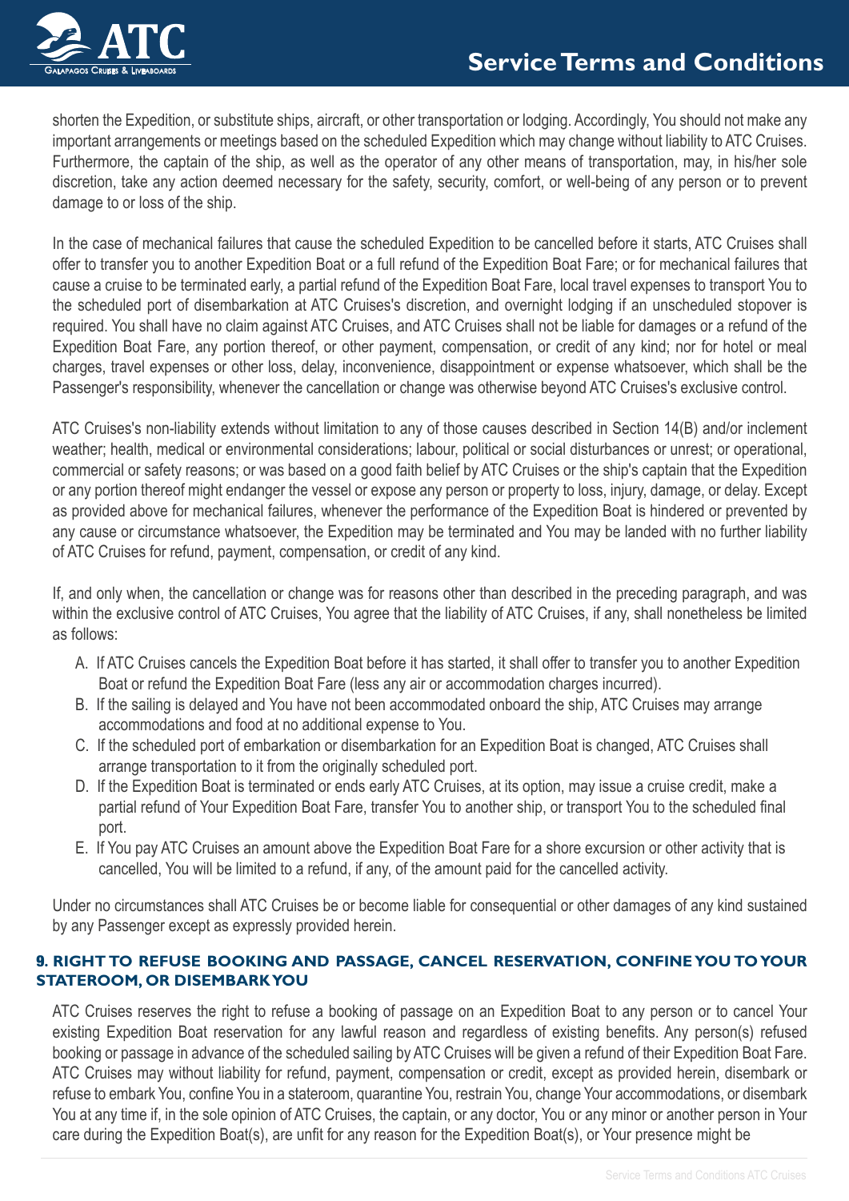shorten the Expedition, or substitute ships, aircraft, or other transportation or lodging. Accordingly, You should not make any important arrangements or meetings based on the scheduled Expedition which may change without liability to ATC Cruises. Furthermore, the captain of the ship, as well as the operator of any other means of transportation, may, in his/her sole discretion, take any action deemed necessary for the safety, security, comfort, or well-being of any person or to prevent damage to or loss of the ship.

In the case of mechanical failures that cause the scheduled Expedition to be cancelled before it starts, ATC Cruises shall offer to transfer you to another Expedition Boat or a full refund of the Expedition Boat Fare; or for mechanical failures that cause a cruise to be terminated early, a partial refund of the Expedition Boat Fare, local travel expenses to transport You to the scheduled port of disembarkation at ATC Cruises's discretion, and overnight lodging if an unscheduled stopover is required. You shall have no claim against ATC Cruises, and ATC Cruises shall not be liable for damages or a refund of the Expedition Boat Fare, any portion thereof, or other payment, compensation, or credit of any kind; nor for hotel or meal charges, travel expenses or other loss, delay, inconvenience, disappointment or expense whatsoever, which shall be the Passenger's responsibility, whenever the cancellation or change was otherwise beyond ATC Cruises's exclusive control.

ATC Cruises's non-liability extends without limitation to any of those causes described in Section 14(B) and/or inclement weather; health, medical or environmental considerations; labour, political or social disturbances or unrest; or operational, commercial or safety reasons; or was based on a good faith belief by ATC Cruises or the ship's captain that the Expedition or any portion thereof might endanger the vessel or expose any person or property to loss, injury, damage, or delay. Except as provided above for mechanical failures, whenever the performance of the Expedition Boat is hindered or prevented by any cause or circumstance whatsoever, the Expedition may be terminated and You may be landed with no further liability of ATC Cruises for refund, payment, compensation, or credit of any kind.

If, and only when, the cancellation or change was for reasons other than described in the preceding paragraph, and was within the exclusive control of ATC Cruises, You agree that the liability of ATC Cruises, if any, shall nonetheless be limited as follows:

A. If ATC Cruises cancels the Expedition Boat before it has started, it shall offer to transfer you to another Expedition Boat or refund the Expedition Boat Fare (less any air or accommodation charges incurred).
B. If the sailing is delayed and You have not been accommodated onboard the ship, ATC Cruises may arrange accommodations and food at no additional expense to You.
C. If the scheduled port of embarkation or disembarkation for an Expedition Boat is changed, ATC Cruises shall arrange transportation to it from the originally scheduled port.
D. If the Expedition Boat is terminated or ends early ATC Cruises, at its option, may issue a cruise credit, make a partial refund of Your Expedition Boat Fare, transfer You to another ship, or transport You to the scheduled final port.
E. If You pay ATC Cruises an amount above the Expedition Boat Fare for a shore excursion or other activity that is cancelled, You will be limited to a refund, if any, of the amount paid for the cancelled activity.

Under no circumstances shall ATC Cruises be or become liable for consequential or other damages of any kind sustained by any Passenger except as expressly provided herein.

## 9. RIGHT TO REFUSE BOOKING AND PASSAGE, CANCEL RESERVATION, CONFINE YOU TO YOUR STATEROOM, OR DISEMBARK YOU

ATC Cruises reserves the right to refuse a booking of passage on an Expedition Boat to any person or to cancel Your existing Expedition Boat reservation for any lawful reason and regardless of existing benefits. Any person(s) refused booking or passage in advance of the scheduled sailing by ATC Cruises will be given a refund of their Expedition Boat Fare. ATC Cruises may without liability for refund, payment, compensation or credit, except as provided herein, disembark or refuse to embark You, confine You in a stateroom, quarantine You, restrain You, change Your accommodations, or disembark You at any time if, in the sole opinion of ATC Cruises, the captain, or any doctor, You or any minor or another person in Your care during the Expedition Boat(s), are unfit for any reason for the Expedition Boat(s), or Your presence might be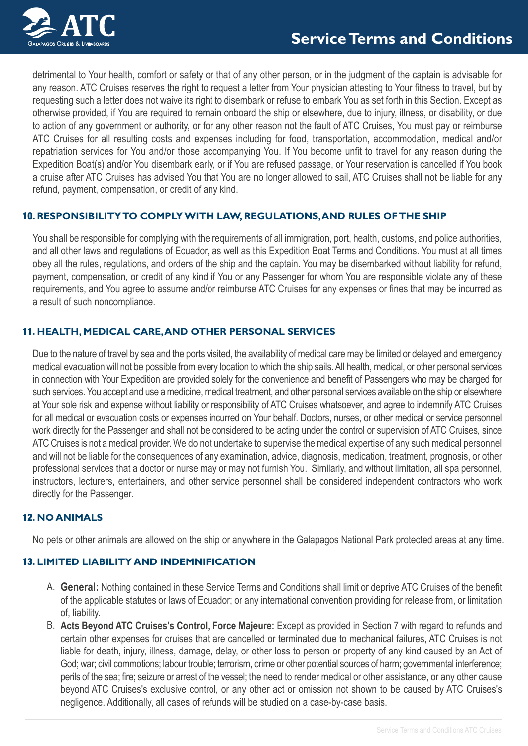detrimental to Your health, comfort or safety or that of any other person, or in the judgment of the captain is advisable for any reason. ATC Cruises reserves the right to request a letter from Your physician attesting to Your fitness to travel, but by requesting such a letter does not waive its right to disembark or refuse to embark You as set forth in this Section. Except as otherwise provided, if You are required to remain onboard the ship or elsewhere, due to injury, illness, or disability, or due to action of any government or authority, or for any other reason not the fault of ATC Cruises, You must pay or reimburse ATC Cruises for all resulting costs and expenses including for food, transportation, accommodation, medical and/or repatriation services for You and/or those accompanying You. If You become unfit to travel for any reason during the Expedition Boat(s) and/or You disembark early, or if You are refused passage, or Your reservation is cancelled if You book a cruise after ATC Cruises has advised You that You are no longer allowed to sail, ATC Cruises shall not be liable for any refund, payment, compensation, or credit of any kind.

## 10. RESPONSIBILITY TO COMPLY WITH LAW, REGULATIONS, AND RULES OF THE SHIP

You shall be responsible for complying with the requirements of all immigration, port, health, customs, and police authorities, and all other laws and regulations of Ecuador, as well as this Expedition Boat Terms and Conditions. You must at all times obey all the rules, regulations, and orders of the ship and the captain. You may be disembarked without liability for refund, payment, compensation, or credit of any kind if You or any Passenger for whom You are responsible violate any of these requirements, and You agree to assume and/or reimburse ATC Cruises for any expenses or fines that may be incurred as a result of such noncompliance.

## 11. HEALTH, MEDICAL CARE, AND OTHER PERSONAL SERVICES

Due to the nature of travel by sea and the ports visited, the availability of medical care may be limited or delayed and emergency medical evacuation will not be possible from every location to which the ship sails. All health, medical, or other personal services in connection with Your Expedition are provided solely for the convenience and benefit of Passengers who may be charged for such services. You accept and use a medicine, medical treatment, and other personal services available on the ship or elsewhere at Your sole risk and expense without liability or responsibility of ATC Cruises whatsoever, and agree to indemnify ATC Cruises for all medical or evacuation costs or expenses incurred on Your behalf. Doctors, nurses, or other medical or service personnel work directly for the Passenger and shall not be considered to be acting under the control or supervision of ATC Cruises, since ATC Cruises is not a medical provider. We do not undertake to supervise the medical expertise of any such medical personnel and will not be liable for the consequences of any examination, advice, diagnosis, medication, treatment, prognosis, or other professional services that a doctor or nurse may or may not furnish You. Similarly, and without limitation, all spa personnel, instructors, lecturers, entertainers, and other service personnel shall be considered independent contractors who work directly for the Passenger.

## 12. NO ANIMALS

No pets or other animals are allowed on the ship or anywhere in the Galapagos National Park protected areas at any time.

## 13. LIMITED LIABILITY AND INDEMNIFICATION

A. **General:** Nothing contained in these Service Terms and Conditions shall limit or deprive ATC Cruises of the benefit of the applicable statutes or laws of Ecuador; or any international convention providing for release from, or limitation of, liability.

B. **Acts Beyond ATC Cruises's Control, Force Majeure:** Except as provided in Section 7 with regard to refunds and certain other expenses for cruises that are cancelled or terminated due to mechanical failures, ATC Cruises is not liable for death, injury, illness, damage, delay, or other loss to person or property of any kind caused by an Act of God; war; civil commotions; labour trouble; terrorism, crime or other potential sources of harm; governmental interference; perils of the sea; fire; seizure or arrest of the vessel; the need to render medical or other assistance, or any other cause beyond ATC Cruises's exclusive control, or any other act or omission not shown to be caused by ATC Cruises's negligence. Additionally, all cases of refunds will be studied on a case-by-case basis.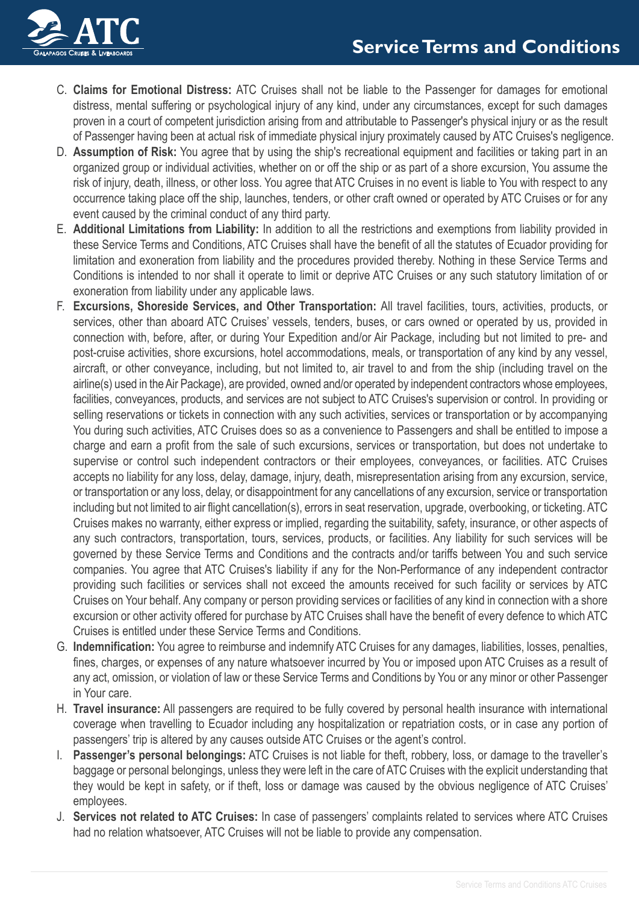C. **Claims for Emotional Distress:** ATC Cruises shall not be liable to the Passenger for damages for emotional distress, mental suffering or psychological injury of any kind, under any circumstances, except for such damages proven in a court of competent jurisdiction arising from and attributable to Passenger's physical injury or as the result of Passenger having been at actual risk of immediate physical injury proximately caused by ATC Cruises's negligence.

D. **Assumption of Risk:** You agree that by using the ship's recreational equipment and facilities or taking part in an organized group or individual activities, whether on or off the ship or as part of a shore excursion, You assume the risk of injury, death, illness, or other loss. You agree that ATC Cruises in no event is liable to You with respect to any occurrence taking place off the ship, launches, tenders, or other craft owned or operated by ATC Cruises or for any event caused by the criminal conduct of any third party.

E. **Additional Limitations from Liability:** In addition to all the restrictions and exemptions from liability provided in these Service Terms and Conditions, ATC Cruises shall have the benefit of all the statutes of Ecuador providing for limitation and exoneration from liability and the procedures provided thereby. Nothing in these Service Terms and Conditions is intended to nor shall it operate to limit or deprive ATC Cruises or any such statutory limitation of or exoneration from liability under any applicable laws.

F. **Excursions, Shoreside Services, and Other Transportation:** All travel facilities, tours, activities, products, or services, other than aboard ATC Cruises' vessels, tenders, buses, or cars owned or operated by us, provided in connection with, before, after, or during Your Expedition and/or Air Package, including but not limited to pre- and post-cruise activities, shore excursions, hotel accommodations, meals, or transportation of any kind by any vessel, aircraft, or other conveyance, including, but not limited to, air travel to and from the ship (including travel on the airline(s) used in the Air Package), are provided, owned and/or operated by independent contractors whose employees, facilities, conveyances, products, and services are not subject to ATC Cruises's supervision or control. In providing or selling reservations or tickets in connection with any such activities, services or transportation or by accompanying You during such activities, ATC Cruises does so as a convenience to Passengers and shall be entitled to impose a charge and earn a profit from the sale of such excursions, services or transportation, but does not undertake to supervise or control such independent contractors or their employees, conveyances, or facilities. ATC Cruises accepts no liability for any loss, delay, damage, injury, death, misrepresentation arising from any excursion, service, or transportation or any loss, delay, or disappointment for any cancellations of any excursion, service or transportation including but not limited to air flight cancellation(s), errors in seat reservation, upgrade, overbooking, or ticketing. ATC Cruises makes no warranty, either express or implied, regarding the suitability, safety, insurance, or other aspects of any such contractors, transportation, tours, services, products, or facilities. Any liability for such services will be governed by these Service Terms and Conditions and the contracts and/or tariffs between You and such service companies. You agree that ATC Cruises's liability if any for the Non-Performance of any independent contractor providing such facilities or services shall not exceed the amounts received for such facility or services by ATC Cruises on Your behalf. Any company or person providing services or facilities of any kind in connection with a shore excursion or other activity offered for purchase by ATC Cruises shall have the benefit of every defence to which ATC Cruises is entitled under these Service Terms and Conditions.

G. **Indemnification:** You agree to reimburse and indemnify ATC Cruises for any damages, liabilities, losses, penalties, fines, charges, or expenses of any nature whatsoever incurred by You or imposed upon ATC Cruises as a result of any act, omission, or violation of law or these Service Terms and Conditions by You or any minor or other Passenger in Your care.

H. **Travel insurance:** All passengers are required to be fully covered by personal health insurance with international coverage when travelling to Ecuador including any hospitalization or repatriation costs, or in case any portion of passengers' trip is altered by any causes outside ATC Cruises or the agent's control.

I. **Passenger's personal belongings:** ATC Cruises is not liable for theft, robbery, loss, or damage to the traveller's baggage or personal belongings, unless they were left in the care of ATC Cruises with the explicit understanding that they would be kept in safety, or if theft, loss or damage was caused by the obvious negligence of ATC Cruises' employees.

J. **Services not related to ATC Cruises:** In case of passengers' complaints related to services where ATC Cruises had no relation whatsoever, ATC Cruises will not be liable to provide any compensation.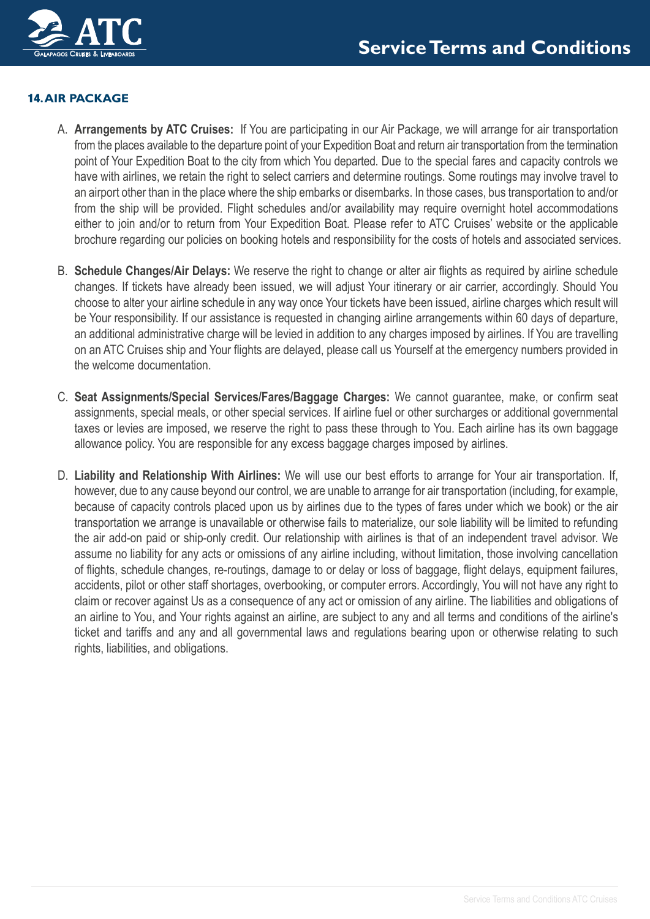## 14. AIR PACKAGE

A. **Arrangements by ATC Cruises:** If You are participating in our Air Package, we will arrange for air transportation from the places available to the departure point of your Expedition Boat and return air transportation from the termination point of Your Expedition Boat to the city from which You departed. Due to the special fares and capacity controls we have with airlines, we retain the right to select carriers and determine routings. Some routings may involve travel to an airport other than in the place where the ship embarks or disembarks. In those cases, bus transportation to and/or from the ship will be provided. Flight schedules and/or availability may require overnight hotel accommodations either to join and/or to return from Your Expedition Boat. Please refer to ATC Cruises' website or the applicable brochure regarding our policies on booking hotels and responsibility for the costs of hotels and associated services.

B. **Schedule Changes/Air Delays:** We reserve the right to change or alter air flights as required by airline schedule changes. If tickets have already been issued, we will adjust Your itinerary or air carrier, accordingly. Should You choose to alter your airline schedule in any way once Your tickets have been issued, airline charges which result will be Your responsibility. If our assistance is requested in changing airline arrangements within 60 days of departure, an additional administrative charge will be levied in addition to any charges imposed by airlines. If You are travelling on an ATC Cruises ship and Your flights are delayed, please call us Yourself at the emergency numbers provided in the welcome documentation.

C. **Seat Assignments/Special Services/Fares/Baggage Charges:** We cannot guarantee, make, or confirm seat assignments, special meals, or other special services. If airline fuel or other surcharges or additional governmental taxes or levies are imposed, we reserve the right to pass these through to You. Each airline has its own baggage allowance policy. You are responsible for any excess baggage charges imposed by airlines.

D. **Liability and Relationship With Airlines:** We will use our best efforts to arrange for Your air transportation. If, however, due to any cause beyond our control, we are unable to arrange for air transportation (including, for example, because of capacity controls placed upon us by airlines due to the types of fares under which we book) or the air transportation we arrange is unavailable or otherwise fails to materialize, our sole liability will be limited to refunding the air add-on paid or ship-only credit. Our relationship with airlines is that of an independent travel advisor. We assume no liability for any acts or omissions of any airline including, without limitation, those involving cancellation of flights, schedule changes, re-routings, damage to or delay or loss of baggage, flight delays, equipment failures, accidents, pilot or other staff shortages, overbooking, or computer errors. Accordingly, You will not have any right to claim or recover against Us as a consequence of any act or omission of any airline. The liabilities and obligations of an airline to You, and Your rights against an airline, are subject to any and all terms and conditions of the airline's ticket and tariffs and any and all governmental laws and regulations bearing upon or otherwise relating to such rights, liabilities, and obligations.